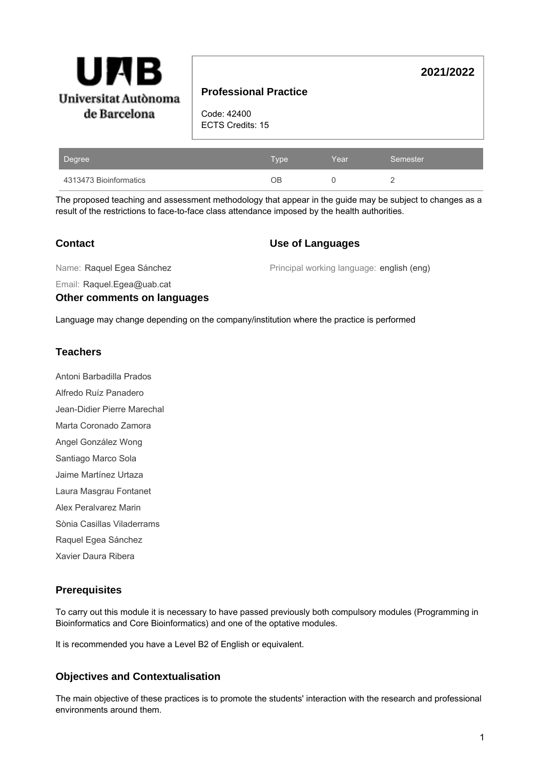Universitat Autònoma de Barcelona

# Professional Practice

**2021/2022**

Code: 42400
ECTS Credits: 15

| Degree | Type | Year | Semester |
|---|---|---|---|
| 4313473 Bioinformatics | OB | 0 | 2 |

The proposed teaching and assessment methodology that appear in the guide may be subject to changes as a result of the restrictions to face-to-face class attendance imposed by the health authorities.

## Contact

Name: Raquel Egea Sánchez

Email: Raquel.Egea@uab.cat

## Use of Languages

Principal working language: english (eng)

## Other comments on languages

Language may change depending on the company/institution where the practice is performed

## Teachers

Antoni Barbadilla Prados

Alfredo Ruíz Panadero

Jean-Didier Pierre Marechal

Marta Coronado Zamora

Angel González Wong

Santiago Marco Sola

Jaime Martínez Urtaza

Laura Masgrau Fontanet

Alex Peralvarez Marin

Sònia Casillas Viladerrams

Raquel Egea Sánchez

Xavier Daura Ribera

## Prerequisites

To carry out this module it is necessary to have passed previously both compulsory modules (Programming in Bioinformatics and Core Bioinformatics) and one of the optative modules.

It is recommended you have a Level B2 of English or equivalent.

## Objectives and Contextualisation

The main objective of these practices is to promote the students' interaction with the research and professional environments around them.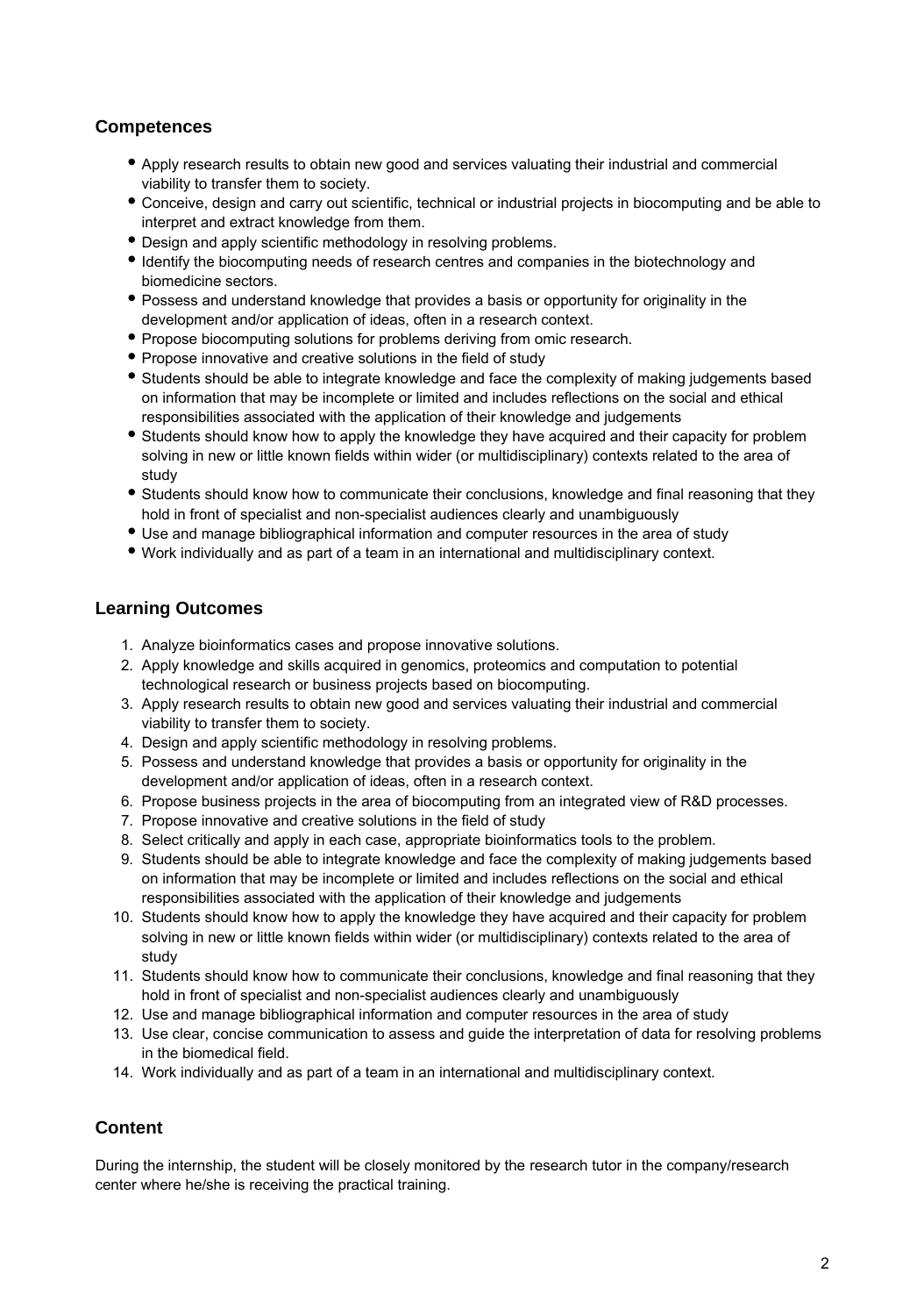## Competences

- Apply research results to obtain new good and services valuating their industrial and commercial viability to transfer them to society.
- Conceive, design and carry out scientific, technical or industrial projects in biocomputing and be able to interpret and extract knowledge from them.
- Design and apply scientific methodology in resolving problems.
- Identify the biocomputing needs of research centres and companies in the biotechnology and biomedicine sectors.
- Possess and understand knowledge that provides a basis or opportunity for originality in the development and/or application of ideas, often in a research context.
- Propose biocomputing solutions for problems deriving from omic research.
- Propose innovative and creative solutions in the field of study
- Students should be able to integrate knowledge and face the complexity of making judgements based on information that may be incomplete or limited and includes reflections on the social and ethical responsibilities associated with the application of their knowledge and judgements
- Students should know how to apply the knowledge they have acquired and their capacity for problem solving in new or little known fields within wider (or multidisciplinary) contexts related to the area of study
- Students should know how to communicate their conclusions, knowledge and final reasoning that they hold in front of specialist and non-specialist audiences clearly and unambiguously
- Use and manage bibliographical information and computer resources in the area of study
- Work individually and as part of a team in an international and multidisciplinary context.

## Learning Outcomes

1. Analyze bioinformatics cases and propose innovative solutions.
2. Apply knowledge and skills acquired in genomics, proteomics and computation to potential technological research or business projects based on biocomputing.
3. Apply research results to obtain new good and services valuating their industrial and commercial viability to transfer them to society.
4. Design and apply scientific methodology in resolving problems.
5. Possess and understand knowledge that provides a basis or opportunity for originality in the development and/or application of ideas, often in a research context.
6. Propose business projects in the area of biocomputing from an integrated view of R&D processes.
7. Propose innovative and creative solutions in the field of study
8. Select critically and apply in each case, appropriate bioinformatics tools to the problem.
9. Students should be able to integrate knowledge and face the complexity of making judgements based on information that may be incomplete or limited and includes reflections on the social and ethical responsibilities associated with the application of their knowledge and judgements
10. Students should know how to apply the knowledge they have acquired and their capacity for problem solving in new or little known fields within wider (or multidisciplinary) contexts related to the area of study
11. Students should know how to communicate their conclusions, knowledge and final reasoning that they hold in front of specialist and non-specialist audiences clearly and unambiguously
12. Use and manage bibliographical information and computer resources in the area of study
13. Use clear, concise communication to assess and guide the interpretation of data for resolving problems in the biomedical field.
14. Work individually and as part of a team in an international and multidisciplinary context.

## Content

During the internship, the student will be closely monitored by the research tutor in the company/research center where he/she is receiving the practical training.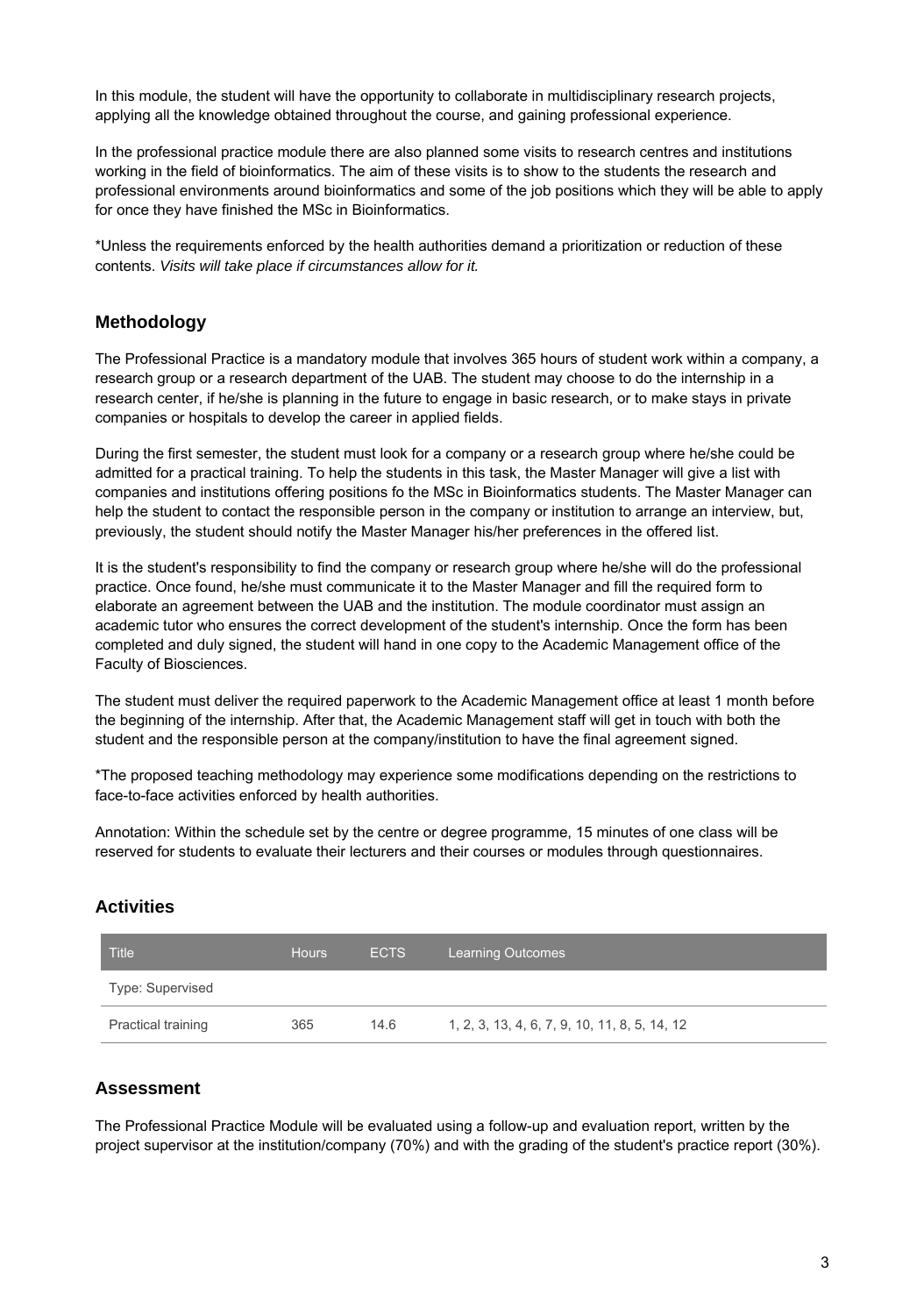In this module, the student will have the opportunity to collaborate in multidisciplinary research projects, applying all the knowledge obtained throughout the course, and gaining professional experience.

In the professional practice module there are also planned some visits to research centres and institutions working in the field of bioinformatics. The aim of these visits is to show to the students the research and professional environments around bioinformatics and some of the job positions which they will be able to apply for once they have finished the MSc in Bioinformatics.

*Unless the requirements enforced by the health authorities demand a prioritization or reduction of these contents. *Visits will take place if circumstances allow for it.*

## Methodology

The Professional Practice is a mandatory module that involves 365 hours of student work within a company, a research group or a research department of the UAB. The student may choose to do the internship in a research center, if he/she is planning in the future to engage in basic research, or to make stays in private companies or hospitals to develop the career in applied fields.

During the first semester, the student must look for a company or a research group where he/she could be admitted for a practical training. To help the students in this task, the Master Manager will give a list with companies and institutions offering positions fo the MSc in Bioinformatics students. The Master Manager can help the student to contact the responsible person in the company or institution to arrange an interview, but, previously, the student should notify the Master Manager his/her preferences in the offered list.

It is the student's responsibility to find the company or research group where he/she will do the professional practice. Once found, he/she must communicate it to the Master Manager and fill the required form to elaborate an agreement between the UAB and the institution. The module coordinator must assign an academic tutor who ensures the correct development of the student's internship. Once the form has been completed and duly signed, the student will hand in one copy to the Academic Management office of the Faculty of Biosciences.

The student must deliver the required paperwork to the Academic Management office at least 1 month before the beginning of the internship. After that, the Academic Management staff will get in touch with both the student and the responsible person at the company/institution to have the final agreement signed.

*The proposed teaching methodology may experience some modifications depending on the restrictions to face-to-face activities enforced by health authorities.

Annotation: Within the schedule set by the centre or degree programme, 15 minutes of one class will be reserved for students to evaluate their lecturers and their courses or modules through questionnaires.

## Activities

| Title | Hours | ECTS | Learning Outcomes |
|---|---|---|---|
| Type: Supervised | | | |
| Practical training | 365 | 14.6 | 1, 2, 3, 13, 4, 6, 7, 9, 10, 11, 8, 5, 14, 12 |

## Assessment

The Professional Practice Module will be evaluated using a follow-up and evaluation report, written by the project supervisor at the institution/company (70%) and with the grading of the student's practice report (30%).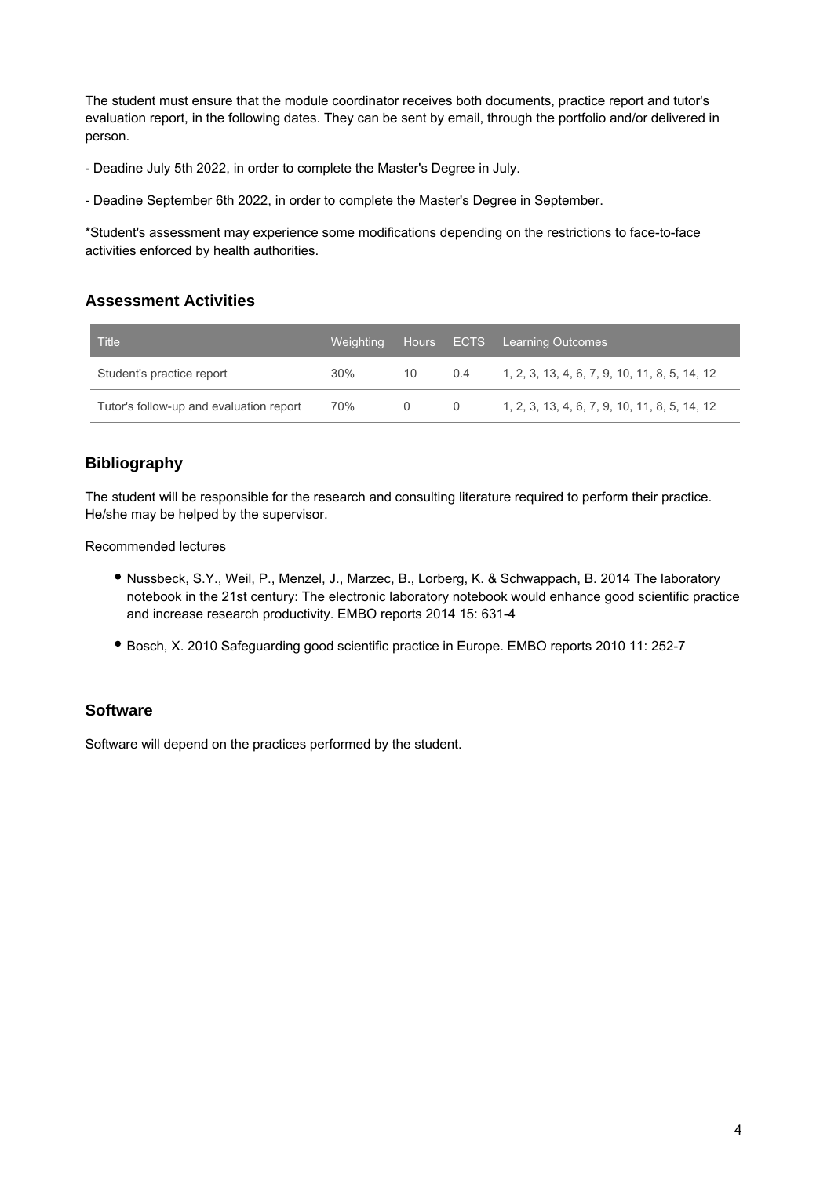The student must ensure that the module coordinator receives both documents, practice report and tutor's evaluation report, in the following dates. They can be sent by email, through the portfolio and/or delivered in person.

- Deadine July 5th 2022, in order to complete the Master's Degree in July.

- Deadine September 6th 2022, in order to complete the Master's Degree in September.

*Student's assessment may experience some modifications depending on the restrictions to face-to-face activities enforced by health authorities.

## Assessment Activities

| Title | Weighting | Hours | ECTS | Learning Outcomes |
|---|---|---|---|---|
| Student's practice report | 30% | 10 | 0.4 | 1, 2, 3, 13, 4, 6, 7, 9, 10, 11, 8, 5, 14, 12 |
| Tutor's follow-up and evaluation report | 70% | 0 | 0 | 1, 2, 3, 13, 4, 6, 7, 9, 10, 11, 8, 5, 14, 12 |

## Bibliography

The student will be responsible for the research and consulting literature required to perform their practice. He/she may be helped by the supervisor.

Recommended lectures

- Nussbeck, S.Y., Weil, P., Menzel, J., Marzec, B., Lorberg, K. & Schwappach, B. 2014 The laboratory notebook in the 21st century: The electronic laboratory notebook would enhance good scientific practice and increase research productivity. EMBO reports 2014 15: 631-4
- Bosch, X. 2010 Safeguarding good scientific practice in Europe. EMBO reports 2010 11: 252-7

## Software

Software will depend on the practices performed by the student.